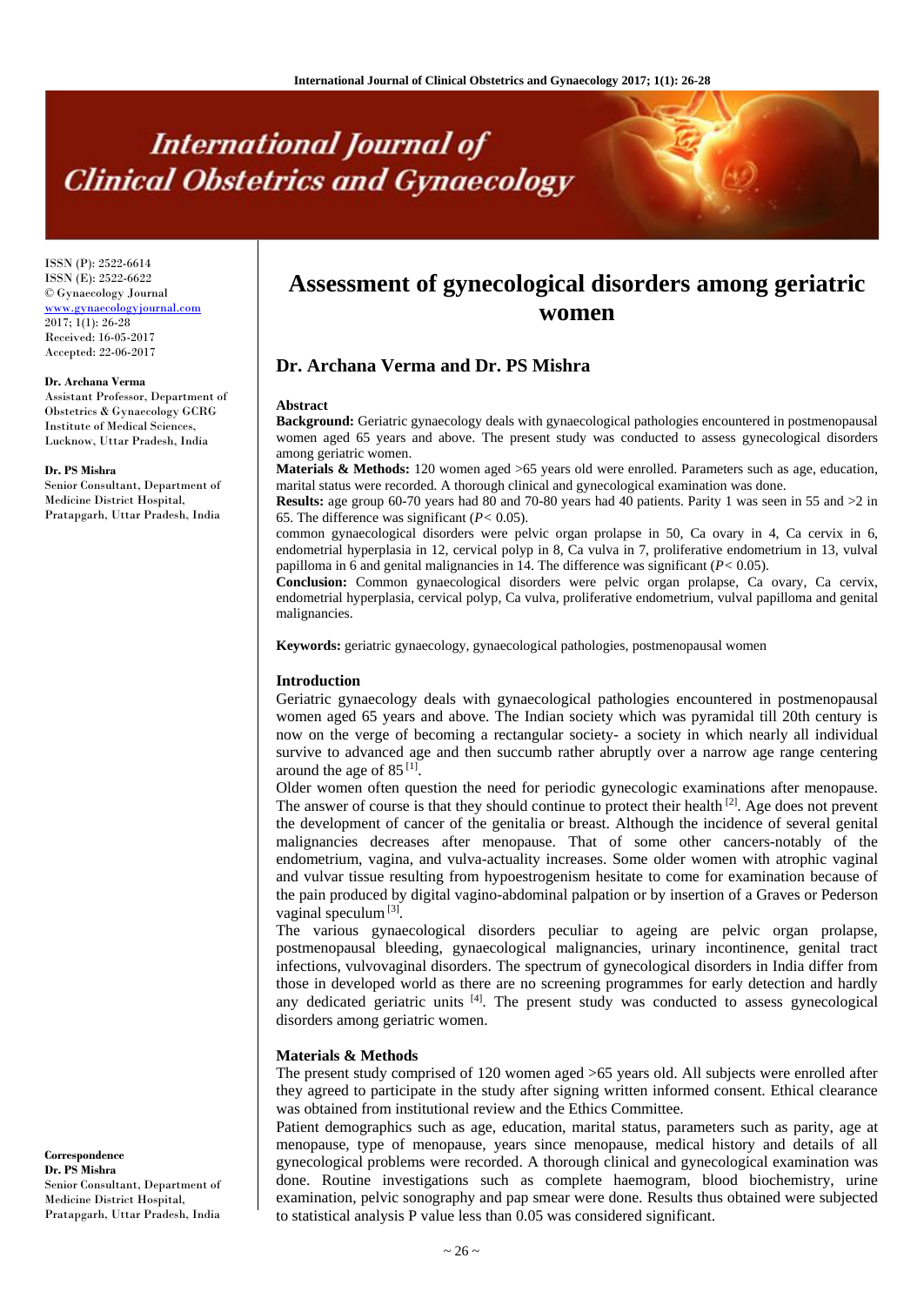# International Journal of Clinical Obstetrics and Gynaecology

ISSN (P): 2522-6614
ISSN (E): 2522-6622
© Gynaecology Journal
www.gynaecologyjournal.com
2017; 1(1): 26-28
Received: 16-05-2017
Accepted: 22-06-2017

**Dr. Archana Verma**
Assistant Professor, Department of Obstetrics & Gynaecology GCRG Institute of Medical Sciences, Lucknow, Uttar Pradesh, India

**Dr. PS Mishra**
Senior Consultant, Department of Medicine District Hospital, Pratapgarh, Uttar Pradesh, India

**Correspondence**
**Dr. PS Mishra**
Senior Consultant, Department of Medicine District Hospital, Pratapgarh, Uttar Pradesh, India

# Assessment of gynecological disorders among geriatric women

## Dr. Archana Verma and Dr. PS Mishra

### Abstract

**Background:** Geriatric gynaecology deals with gynaecological pathologies encountered in postmenopausal women aged 65 years and above. The present study was conducted to assess gynecological disorders among geriatric women.

**Materials & Methods:** 120 women aged >65 years old were enrolled. Parameters such as age, education, marital status were recorded. A thorough clinical and gynecological examination was done.

**Results:** age group 60-70 years had 80 and 70-80 years had 40 patients. Parity 1 was seen in 55 and >2 in 65. The difference was significant (*P*< 0.05).

common gynaecological disorders were pelvic organ prolapse in 50, Ca ovary in 4, Ca cervix in 6, endometrial hyperplasia in 12, cervical polyp in 8, Ca vulva in 7, proliferative endometrium in 13, vulval papilloma in 6 and genital malignancies in 14. The difference was significant (*P*< 0.05).

**Conclusion:** Common gynaecological disorders were pelvic organ prolapse, Ca ovary, Ca cervix, endometrial hyperplasia, cervical polyp, Ca vulva, proliferative endometrium, vulval papilloma and genital malignancies.

**Keywords:** geriatric gynaecology, gynaecological pathologies, postmenopausal women

### Introduction

Geriatric gynaecology deals with gynaecological pathologies encountered in postmenopausal women aged 65 years and above. The Indian society which was pyramidal till 20th century is now on the verge of becoming a rectangular society- a society in which nearly all individual survive to advanced age and then succumb rather abruptly over a narrow age range centering around the age of 85 [1].

Older women often question the need for periodic gynecologic examinations after menopause. The answer of course is that they should continue to protect their health [2]. Age does not prevent the development of cancer of the genitalia or breast. Although the incidence of several genital malignancies decreases after menopause. That of some other cancers-notably of the endometrium, vagina, and vulva-actuality increases. Some older women with atrophic vaginal and vulvar tissue resulting from hypoestrogenism hesitate to come for examination because of the pain produced by digital vagino-abdominal palpation or by insertion of a Graves or Pederson vaginal speculum [3].

The various gynaecological disorders peculiar to ageing are pelvic organ prolapse, postmenopausal bleeding, gynaecological malignancies, urinary incontinence, genital tract infections, vulvovaginal disorders. The spectrum of gynecological disorders in India differ from those in developed world as there are no screening programmes for early detection and hardly any dedicated geriatric units [4]. The present study was conducted to assess gynecological disorders among geriatric women.

### Materials & Methods

The present study comprised of 120 women aged >65 years old. All subjects were enrolled after they agreed to participate in the study after signing written informed consent. Ethical clearance was obtained from institutional review and the Ethics Committee.

Patient demographics such as age, education, marital status, parameters such as parity, age at menopause, type of menopause, years since menopause, medical history and details of all gynecological problems were recorded. A thorough clinical and gynecological examination was done. Routine investigations such as complete haemogram, blood biochemistry, urine examination, pelvic sonography and pap smear were done. Results thus obtained were subjected to statistical analysis P value less than 0.05 was considered significant.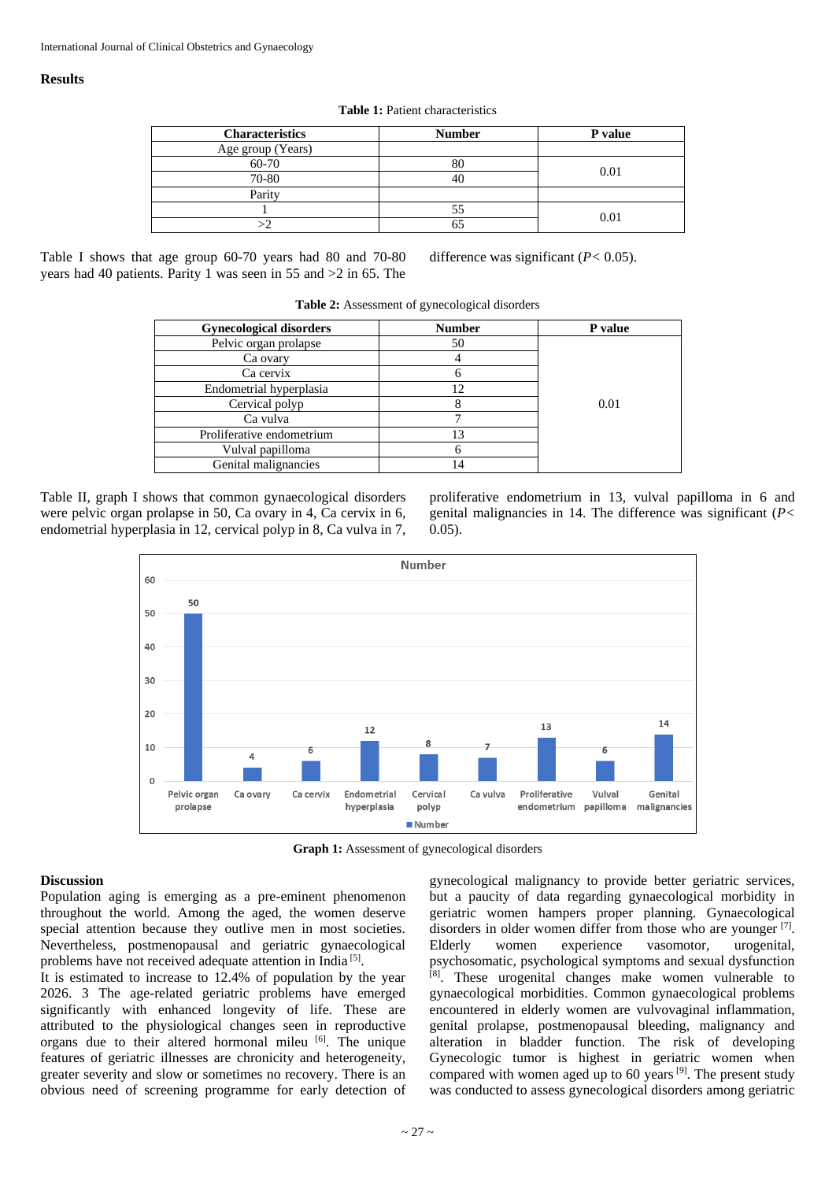## Results

**Table 1:** Patient characteristics

| Characteristics | Number | P value |
|---|---|---|
| Age group (Years) | | |
| 60-70 | 80 | 0.01 |
| 70-80 | 40 | |
| Parity | | |
| 1 | 55 | 0.01 |
| >2 | 65 | |

Table I shows that age group 60-70 years had 80 and 70-80 years had 40 patients. Parity 1 was seen in 55 and >2 in 65. The difference was significant ($P < 0.05$).

**Table 2:** Assessment of gynecological disorders

| Gynecological disorders | Number | P value |
|---|---|---|
| Pelvic organ prolapse | 50 | 0.01 |
| Ca ovary | 4 | |
| Ca cervix | 6 | |
| Endometrial hyperplasia | 12 | |
| Cervical polyp | 8 | |
| Ca vulva | 7 | |
| Proliferative endometrium | 13 | |
| Vulval papilloma | 6 | |
| Genital malignancies | 14 | |

Table II, graph I shows that common gynaecological disorders were pelvic organ prolapse in 50, Ca ovary in 4, Ca cervix in 6, endometrial hyperplasia in 12, cervical polyp in 8, Ca vulva in 7, proliferative endometrium in 13, vulval papilloma in 6 and genital malignancies in 14. The difference was significant ($P < 0.05$).

**Graph 1:** Assessment of gynecological disorders

## Discussion

Population aging is emerging as a pre-eminent phenomenon throughout the world. Among the aged, the women deserve special attention because they outlive men in most societies. Nevertheless, postmenopausal and geriatric gynaecological problems have not received adequate attention in India [5].

It is estimated to increase to 12.4% of population by the year 2026. 3 The age-related geriatric problems have emerged significantly with enhanced longevity of life. These are attributed to the physiological changes seen in reproductive organs due to their altered hormonal mileu [6]. The unique features of geriatric illnesses are chronicity and heterogeneity, greater severity and slow or sometimes no recovery. There is an obvious need of screening programme for early detection of gynecological malignancy to provide better geriatric services, but a paucity of data regarding gynaecological morbidity in geriatric women hampers proper planning. Gynaecological disorders in older women differ from those who are younger [7]. Elderly women experience vasomotor, urogenital, psychosomatic, psychological symptoms and sexual dysfunction [8]. These urogenital changes make women vulnerable to gynaecological morbidities. Common gynaecological problems encountered in elderly women are vulvovaginal inflammation, genital prolapse, postmenopausal bleeding, malignancy and alteration in bladder function. The risk of developing Gynecologic tumor is highest in geriatric women when compared with women aged up to 60 years [9]. The present study was conducted to assess gynecological disorders among geriatric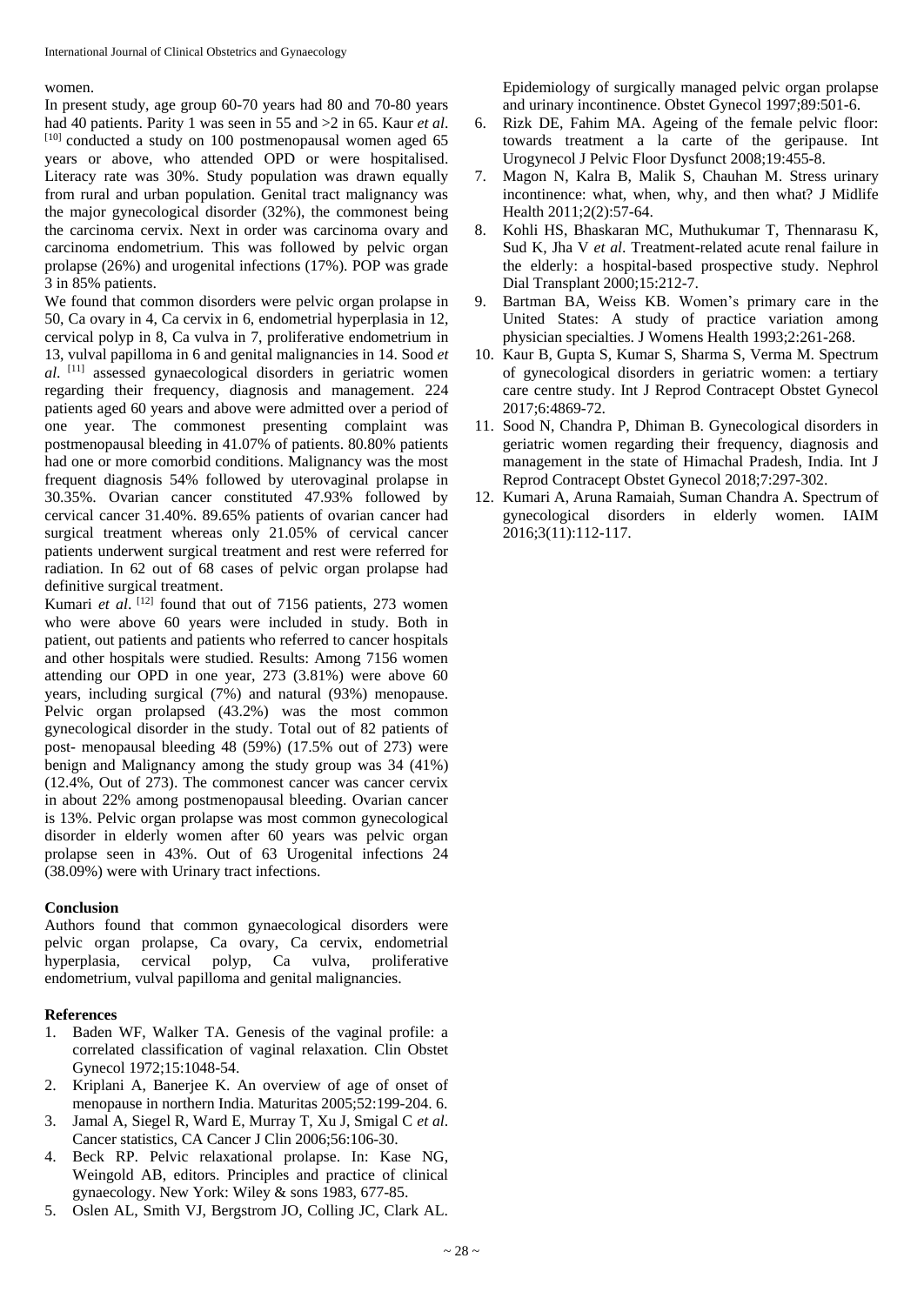women.

In present study, age group 60-70 years had 80 and 70-80 years had 40 patients. Parity 1 was seen in 55 and >2 in 65. Kaur *et al*. [10] conducted a study on 100 postmenopausal women aged 65 years or above, who attended OPD or were hospitalised. Literacy rate was 30%. Study population was drawn equally from rural and urban population. Genital tract malignancy was the major gynecological disorder (32%), the commonest being the carcinoma cervix. Next in order was carcinoma ovary and carcinoma endometrium. This was followed by pelvic organ prolapse (26%) and urogenital infections (17%). POP was grade 3 in 85% patients.

We found that common disorders were pelvic organ prolapse in 50, Ca ovary in 4, Ca cervix in 6, endometrial hyperplasia in 12, cervical polyp in 8, Ca vulva in 7, proliferative endometrium in 13, vulval papilloma in 6 and genital malignancies in 14. Sood *et al*. [11] assessed gynaecological disorders in geriatric women regarding their frequency, diagnosis and management. 224 patients aged 60 years and above were admitted over a period of one year. The commonest presenting complaint was postmenopausal bleeding in 41.07% of patients. 80.80% patients had one or more comorbid conditions. Malignancy was the most frequent diagnosis 54% followed by uterovaginal prolapse in 30.35%. Ovarian cancer constituted 47.93% followed by cervical cancer 31.40%. 89.65% patients of ovarian cancer had surgical treatment whereas only 21.05% of cervical cancer patients underwent surgical treatment and rest were referred for radiation. In 62 out of 68 cases of pelvic organ prolapse had definitive surgical treatment.

Kumari *et al*. [12] found that out of 7156 patients, 273 women who were above 60 years were included in study. Both in patient, out patients and patients who referred to cancer hospitals and other hospitals were studied. Results: Among 7156 women attending our OPD in one year, 273 (3.81%) were above 60 years, including surgical (7%) and natural (93%) menopause. Pelvic organ prolapsed (43.2%) was the most common gynecological disorder in the study. Total out of 82 patients of post- menopausal bleeding 48 (59%) (17.5% out of 273) were benign and Malignancy among the study group was 34 (41%) (12.4%, Out of 273). The commonest cancer was cancer cervix in about 22% among postmenopausal bleeding. Ovarian cancer is 13%. Pelvic organ prolapse was most common gynecological disorder in elderly women after 60 years was pelvic organ prolapse seen in 43%. Out of 63 Urogenital infections 24 (38.09%) were with Urinary tract infections.

## Conclusion

Authors found that common gynaecological disorders were pelvic organ prolapse, Ca ovary, Ca cervix, endometrial hyperplasia, cervical polyp, Ca vulva, proliferative endometrium, vulval papilloma and genital malignancies.

## References

1. Baden WF, Walker TA. Genesis of the vaginal profile: a correlated classification of vaginal relaxation. Clin Obstet Gynecol 1972;15:1048-54.
2. Kriplani A, Banerjee K. An overview of age of onset of menopause in northern India. Maturitas 2005;52:199-204. 6.
3. Jamal A, Siegel R, Ward E, Murray T, Xu J, Smigal C *et al*. Cancer statistics, CA Cancer J Clin 2006;56:106-30.
4. Beck RP. Pelvic relaxational prolapse. In: Kase NG, Weingold AB, editors. Principles and practice of clinical gynaecology. New York: Wiley & sons 1983, 677-85.
5. Oslen AL, Smith VJ, Bergstrom JO, Colling JC, Clark AL. Epidemiology of surgically managed pelvic organ prolapse and urinary incontinence. Obstet Gynecol 1997;89:501-6.
6. Rizk DE, Fahim MA. Ageing of the female pelvic floor: towards treatment a la carte of the geripause. Int Urogynecol J Pelvic Floor Dysfunct 2008;19:455-8.
7. Magon N, Kalra B, Malik S, Chauhan M. Stress urinary incontinence: what, when, why, and then what? J Midlife Health 2011;2(2):57-64.
8. Kohli HS, Bhaskaran MC, Muthukumar T, Thennarasu K, Sud K, Jha V *et al*. Treatment-related acute renal failure in the elderly: a hospital-based prospective study. Nephrol Dial Transplant 2000;15:212-7.
9. Bartman BA, Weiss KB. Women's primary care in the United States: A study of practice variation among physician specialties. J Womens Health 1993;2:261-268.
10. Kaur B, Gupta S, Kumar S, Sharma S, Verma M. Spectrum of gynecological disorders in geriatric women: a tertiary care centre study. Int J Reprod Contracept Obstet Gynecol 2017;6:4869-72.
11. Sood N, Chandra P, Dhiman B. Gynecological disorders in geriatric women regarding their frequency, diagnosis and management in the state of Himachal Pradesh, India. Int J Reprod Contracept Obstet Gynecol 2018;7:297-302.
12. Kumari A, Aruna Ramaiah, Suman Chandra A. Spectrum of gynecological disorders in elderly women. IAIM 2016;3(11):112-117.